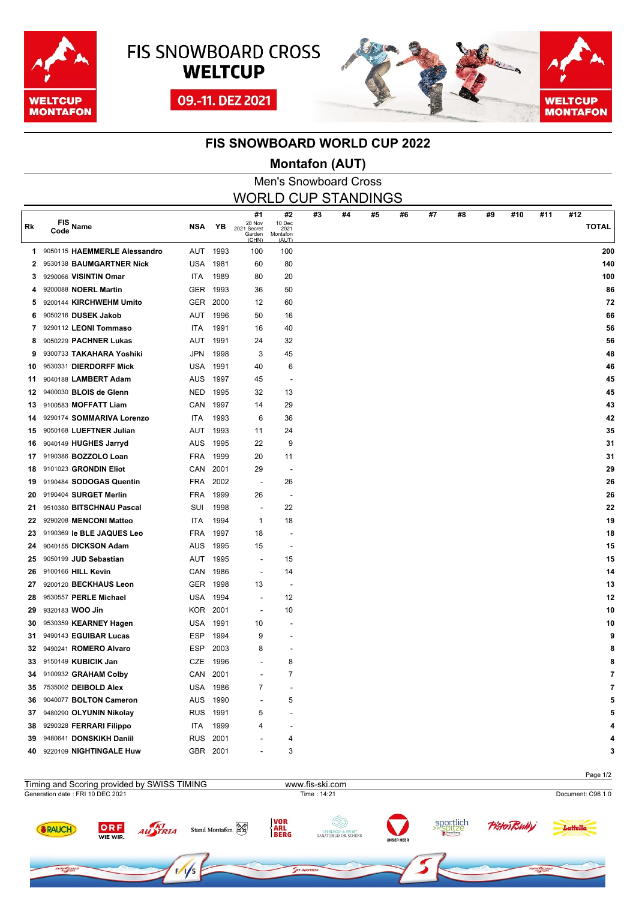# FIS SNOWBOARD CROSS WELTCUP

09.-11. DEZ 2021

WELTCUP MONTAFON

## FIS SNOWBOARD WORLD CUP 2022

### Montafon (AUT)

Men's Snowboard Cross

WORLD CUP STANDINGS

| Rk | FIS Code | Name | NSA | YB | #1 28 Nov 2021 Secret Garden (CHN) | #2 10 Dec 2021 Montafon (AUT) | #3 | #4 | #5 | #6 | #7 | #8 | #9 | #10 | #11 | #12 | TOTAL |
|---|---|---|---|---|---|---|---|---|---|---|---|---|---|---|---|---|---|
| 1 | 9050115 | **HAEMMERLE Alessandro** | AUT | 1993 | 100 | 100 | | | | | | | | | | | **200** |
| 2 | 9530138 | **BAUMGARTNER Nick** | USA | 1981 | 60 | 80 | | | | | | | | | | | **140** |
| 3 | 9290066 | **VISINTIN Omar** | ITA | 1989 | 80 | 20 | | | | | | | | | | | **100** |
| 4 | 9200088 | **NOERL Martin** | GER | 1993 | 36 | 50 | | | | | | | | | | | **86** |
| 5 | 9200144 | **KIRCHWEHM Umito** | GER | 2000 | 12 | 60 | | | | | | | | | | | **72** |
| 6 | 9050216 | **DUSEK Jakob** | AUT | 1996 | 50 | 16 | | | | | | | | | | | **66** |
| 7 | 9290112 | **LEONI Tommaso** | ITA | 1991 | 16 | 40 | | | | | | | | | | | **56** |
| 8 | 9050229 | **PACHNER Lukas** | AUT | 1991 | 24 | 32 | | | | | | | | | | | **56** |
| 9 | 9300733 | **TAKAHARA Yoshiki** | JPN | 1998 | 3 | 45 | | | | | | | | | | | **48** |
| 10 | 9530331 | **DIERDORFF Mick** | USA | 1991 | 40 | 6 | | | | | | | | | | | **46** |
| 11 | 9040188 | **LAMBERT Adam** | AUS | 1997 | 45 | - | | | | | | | | | | | **45** |
| 12 | 9400030 | **BLOIS de Glenn** | NED | 1995 | 32 | 13 | | | | | | | | | | | **45** |
| 13 | 9100583 | **MOFFATT Liam** | CAN | 1997 | 14 | 29 | | | | | | | | | | | **43** |
| 14 | 9290174 | **SOMMARIVA Lorenzo** | ITA | 1993 | 6 | 36 | | | | | | | | | | | **42** |
| 15 | 9050168 | **LUEFTNER Julian** | AUT | 1993 | 11 | 24 | | | | | | | | | | | **35** |
| 16 | 9040149 | **HUGHES Jarryd** | AUS | 1995 | 22 | 9 | | | | | | | | | | | **31** |
| 17 | 9190386 | **BOZZOLO Loan** | FRA | 1999 | 20 | 11 | | | | | | | | | | | **31** |
| 18 | 9101023 | **GRONDIN Eliot** | CAN | 2001 | 29 | - | | | | | | | | | | | **29** |
| 19 | 9190484 | **SODOGAS Quentin** | FRA | 2002 | - | 26 | | | | | | | | | | | **26** |
| 20 | 9190404 | **SURGET Merlin** | FRA | 1999 | 26 | - | | | | | | | | | | | **26** |
| 21 | 9510380 | **BITSCHNAU Pascal** | SUI | 1998 | - | 22 | | | | | | | | | | | **22** |
| 22 | 9290208 | **MENCONI Matteo** | ITA | 1994 | 1 | 18 | | | | | | | | | | | **19** |
| 23 | 9190369 | **le BLE JAQUES Leo** | FRA | 1997 | 18 | - | | | | | | | | | | | **18** |
| 24 | 9040155 | **DICKSON Adam** | AUS | 1995 | 15 | - | | | | | | | | | | | **15** |
| 25 | 9050199 | **JUD Sebastian** | AUT | 1995 | - | 15 | | | | | | | | | | | **15** |
| 26 | 9100166 | **HILL Kevin** | CAN | 1986 | - | 14 | | | | | | | | | | | **14** |
| 27 | 9200120 | **BECKHAUS Leon** | GER | 1998 | 13 | - | | | | | | | | | | | **13** |
| 28 | 9530557 | **PERLE Michael** | USA | 1994 | - | 12 | | | | | | | | | | | **12** |
| 29 | 9320183 | **WOO Jin** | KOR | 2001 | - | 10 | | | | | | | | | | | **10** |
| 30 | 9530359 | **KEARNEY Hagen** | USA | 1991 | 10 | - | | | | | | | | | | | **10** |
| 31 | 9490143 | **EGUIBAR Lucas** | ESP | 1994 | 9 | - | | | | | | | | | | | **9** |
| 32 | 9490241 | **ROMERO Alvaro** | ESP | 2003 | 8 | - | | | | | | | | | | | **8** |
| 33 | 9150149 | **KUBICIK Jan** | CZE | 1996 | - | 8 | | | | | | | | | | | **8** |
| 34 | 9100932 | **GRAHAM Colby** | CAN | 2001 | - | 7 | | | | | | | | | | | **7** |
| 35 | 7535002 | **DEIBOLD Alex** | USA | 1986 | 7 | - | | | | | | | | | | | **7** |
| 36 | 9040077 | **BOLTON Cameron** | AUS | 1990 | - | 5 | | | | | | | | | | | **5** |
| 37 | 9480290 | **OLYUNIN Nikolay** | RUS | 1991 | 5 | - | | | | | | | | | | | **5** |
| 38 | 9290328 | **FERRARI Filippo** | ITA | 1999 | 4 | - | | | | | | | | | | | **4** |
| 39 | 9480641 | **DONSKIKH Daniil** | RUS | 2001 | - | 4 | | | | | | | | | | | **4** |
| 40 | 9220109 | **NIGHTINGALE Huw** | GBR | 2001 | - | 3 | | | | | | | | | | | **3** |

Timing and Scoring provided by SWISS TIMING — www.fis-ski.com

Generation date : FRI 10 DEC 2021 — Time : 14:21 — Document: C96 1.0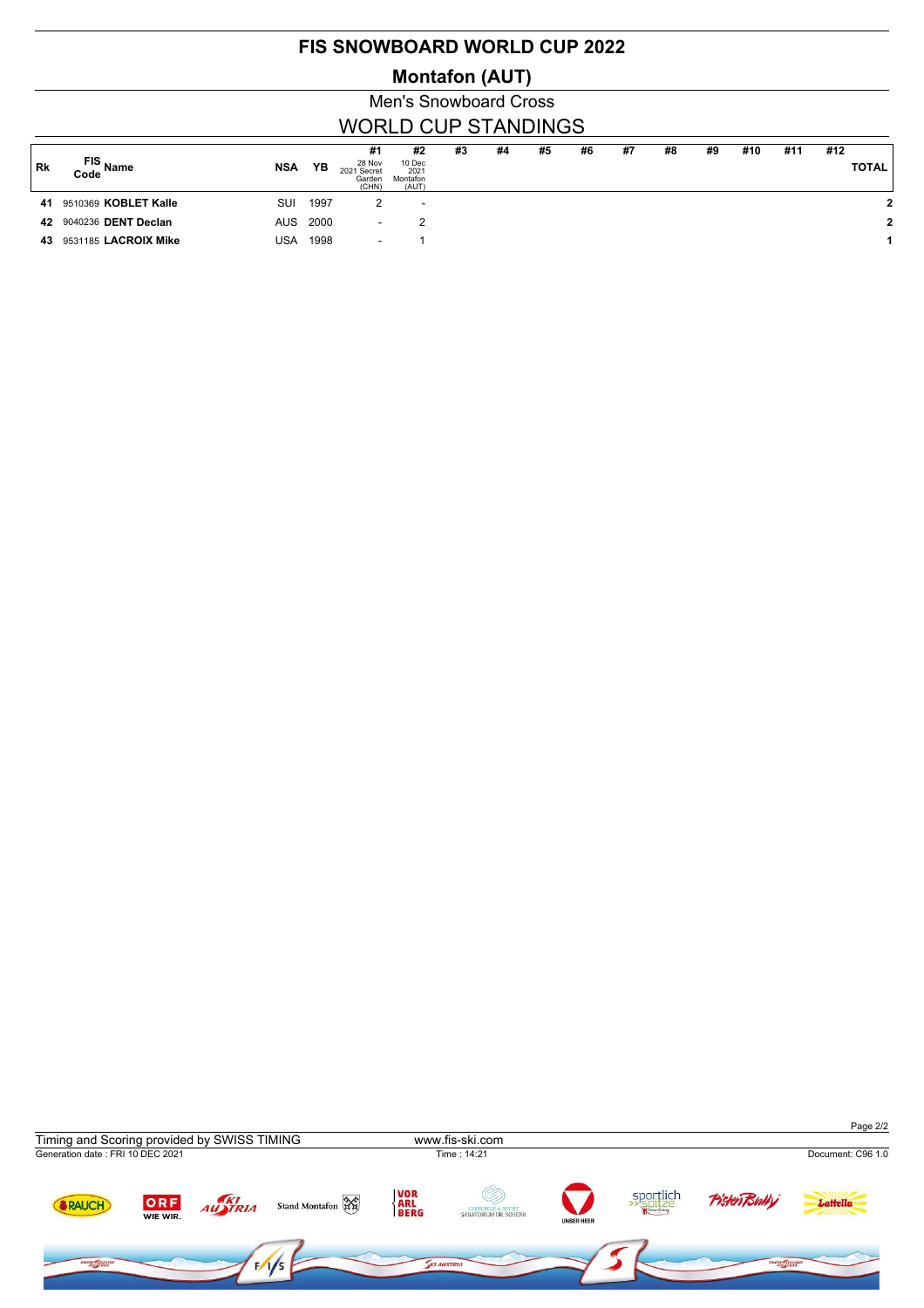# FIS SNOWBOARD WORLD CUP 2022

## Montafon (AUT)

### Men's Snowboard Cross

### WORLD CUP STANDINGS

| Rk | FIS Code | Name | NSA | YB | #1 28 Nov 2021 Secret Garden (CHN) | #2 10 Dec 2021 Montafon (AUT) | #3 | #4 | #5 | #6 | #7 | #8 | #9 | #10 | #11 | #12 | TOTAL |
|---|---|---|---|---|---|---|---|---|---|---|---|---|---|---|---|---|---|
| 41 | 9510369 | **KOBLET Kalle** | SUI | 1997 | 2 | - | | | | | | | | | | | 2 |
| 42 | 9040236 | **DENT Declan** | AUS | 2000 | - | 2 | | | | | | | | | | | 2 |
| 43 | 9531185 | **LACROIX Mike** | USA | 1998 | - | 1 | | | | | | | | | | | 1 |

Timing and Scoring provided by SWISS TIMING

www.fis-ski.com

Generation date : FRI 10 DEC 2021

Time : 14:21

Document: C96 1.0